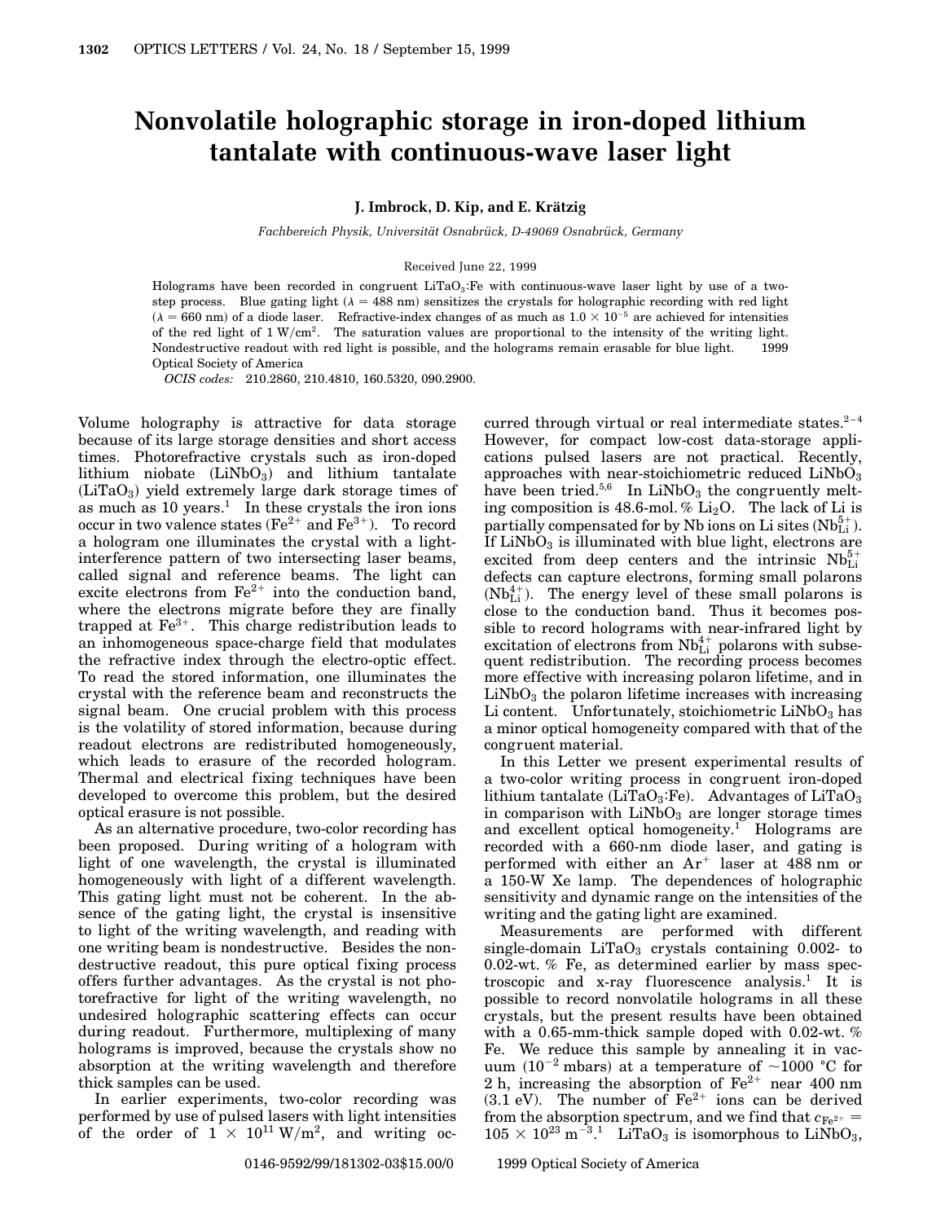# Nonvolatile holographic storage in iron-doped lithium tantalate with continuous-wave laser light

**J. Imbrock, D. Kip, and E. Krätzig**

*Fachbereich Physik, Universität Osnabrück, D-49069 Osnabrück, Germany*

Received June 22, 1999

Holograms have been recorded in congruent $LiTaO_3$:Fe with continuous-wave laser light by use of a two-step process. Blue gating light ($\lambda = 488$ nm) sensitizes the crystals for holographic recording with red light ($\lambda = 660$ nm) of a diode laser. Refractive-index changes of as much as $1.0 \times 10^{-5}$ are achieved for intensities of the red light of $1\ \mathrm{W/cm^2}$. The saturation values are proportional to the intensity of the writing light. Nondestructive readout with red light is possible, and the holograms remain erasable for blue light. © 1999 Optical Society of America

*OCIS codes:* 210.2860, 210.4810, 160.5320, 090.2900.

Volume holography is attractive for data storage because of its large storage densities and short access times. Photorefractive crystals such as iron-doped lithium niobate ($LiNbO_3$) and lithium tantalate ($LiTaO_3$) yield extremely large dark storage times of as much as 10 years.[1] In these crystals the iron ions occur in two valence states ($Fe^{2+}$ and $Fe^{3+}$). To record a hologram one illuminates the crystal with a light-interference pattern of two intersecting laser beams, called signal and reference beams. The light can excite electrons from $Fe^{2+}$ into the conduction band, where the electrons migrate before they are finally trapped at $Fe^{3+}$. This charge redistribution leads to an inhomogeneous space-charge field that modulates the refractive index through the electro-optic effect. To read the stored information, one illuminates the crystal with the reference beam and reconstructs the signal beam. One crucial problem with this process is the volatility of stored information, because during readout electrons are redistributed homogeneously, which leads to erasure of the recorded hologram. Thermal and electrical fixing techniques have been developed to overcome this problem, but the desired optical erasure is not possible.

As an alternative procedure, two-color recording has been proposed. During writing of a hologram with light of one wavelength, the crystal is illuminated homogeneously with light of a different wavelength. This gating light must not be coherent. In the absence of the gating light, the crystal is insensitive to light of the writing wavelength, and reading with one writing beam is nondestructive. Besides the nondestructive readout, this pure optical fixing process offers further advantages. As the crystal is not photorefractive for light of the writing wavelength, no undesired holographic scattering effects can occur during readout. Furthermore, multiplexing of many holograms is improved, because the crystals show no absorption at the writing wavelength and therefore thick samples can be used.

In earlier experiments, two-color recording was performed by use of pulsed lasers with light intensities of the order of $1 \times 10^{11}\ \mathrm{W/m^2}$, and writing occurred through virtual or real intermediate states.[2–4] However, for compact low-cost data-storage applications pulsed lasers are not practical. Recently, approaches with near-stoichiometric reduced $LiNbO_3$ have been tried.[5,6] In $LiNbO_3$ the congruently melting composition is 48.6-mol.% $Li_2O$. The lack of Li is partially compensated for by Nb ions on Li sites ($Nb_{Li}^{5+}$). If $LiNbO_3$ is illuminated with blue light, electrons are excited from deep centers and the intrinsic $Nb_{Li}^{5+}$ defects can capture electrons, forming small polarons ($Nb_{Li}^{4+}$). The energy level of these small polarons is close to the conduction band. Thus it becomes possible to record holograms with near-infrared light by excitation of electrons from $Nb_{Li}^{4+}$ polarons with subsequent redistribution. The recording process becomes more effective with increasing polaron lifetime, and in $LiNbO_3$ the polaron lifetime increases with increasing Li content. Unfortunately, stoichiometric $LiNbO_3$ has a minor optical homogeneity compared with that of the congruent material.

In this Letter we present experimental results of a two-color writing process in congruent iron-doped lithium tantalate ($LiTaO_3$:Fe). Advantages of $LiTaO_3$ in comparison with $LiNbO_3$ are longer storage times and excellent optical homogeneity.[1] Holograms are recorded with a 660-nm diode laser, and gating is performed with either an $Ar^+$ laser at 488 nm or a 150-W Xe lamp. The dependences of holographic sensitivity and dynamic range on the intensities of the writing and the gating light are examined.

Measurements are performed with different single-domain $LiTaO_3$ crystals containing 0.002- to 0.02-wt. % Fe, as determined earlier by mass spectroscopic and x-ray fluorescence analysis.[1] It is possible to record nonvolatile holograms in all these crystals, but the present results have been obtained with a 0.65-mm-thick sample doped with 0.02-wt. % Fe. We reduce this sample by annealing it in vacuum ($10^{-2}$ mbars) at a temperature of ~1000 °C for 2 h, increasing the absorption of $Fe^{2+}$ near 400 nm (3.1 eV). The number of $Fe^{2+}$ ions can be derived from the absorption spectrum, and we find that $c_{Fe^{2+}} = 105 \times 10^{23}\ \mathrm{m^{-3}}$.[1] $LiTaO_3$ is isomorphous to $LiNbO_3$,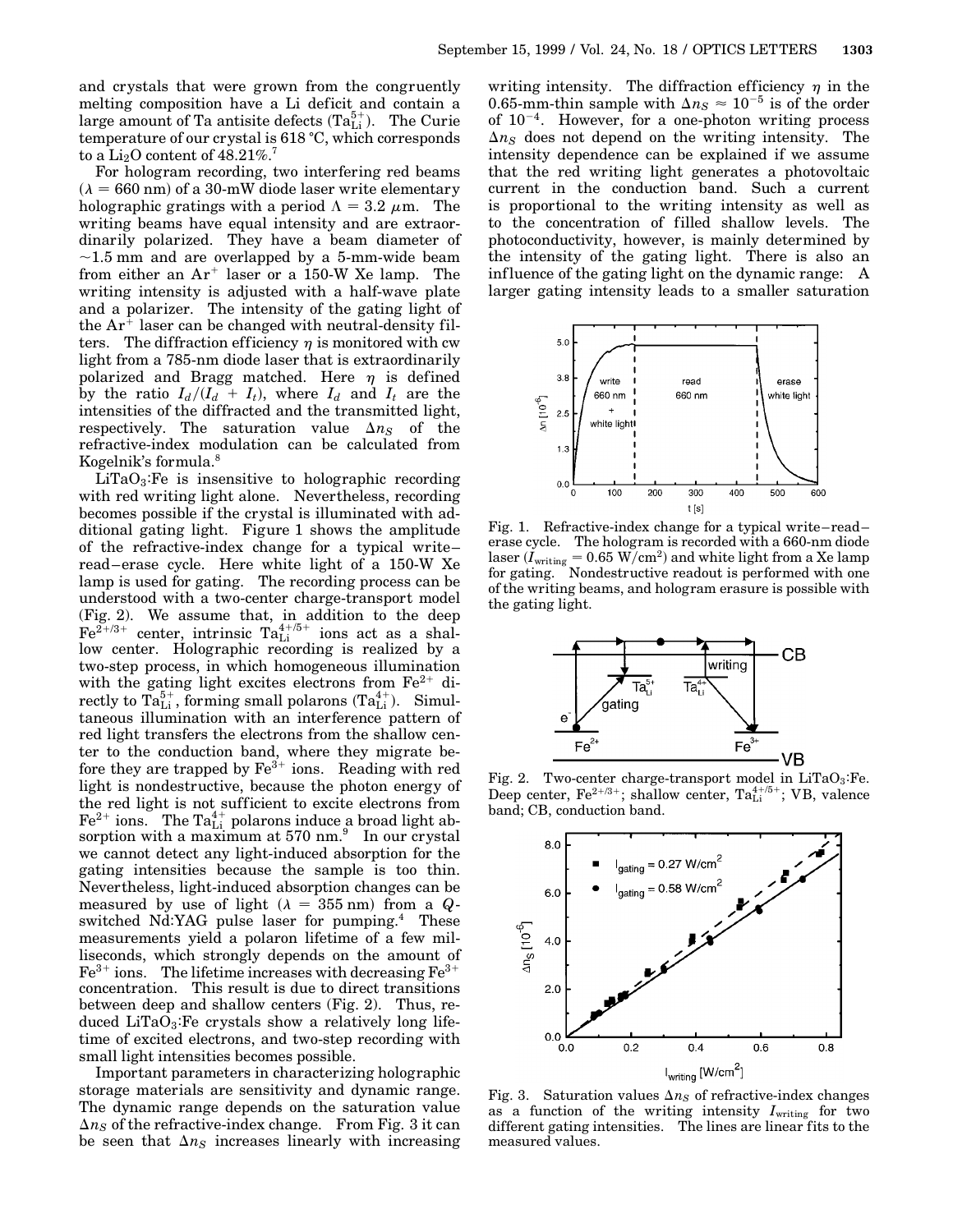and crystals that were grown from the congruently melting composition have a Li deficit and contain a large amount of Ta antisite defects ($Ta_{Li}^{5+}$). The Curie temperature of our crystal is 618 °C, which corresponds to a $Li_2O$ content of 48.21%.[7]

For hologram recording, two interfering red beams ($\lambda = 660$ nm) of a 30-mW diode laser write elementary holographic gratings with a period $\Lambda = 3.2$ $\mu$m. The writing beams have equal intensity and are extraordinarily polarized. They have a beam diameter of $\sim$1.5 mm and are overlapped by a 5-mm-wide beam from either an $Ar^+$ laser or a 150-W Xe lamp. The writing intensity is adjusted with a half-wave plate and a polarizer. The intensity of the gating light of the $Ar^+$ laser can be changed with neutral-density filters. The diffraction efficiency $\eta$ is monitored with cw light from a 785-nm diode laser that is extraordinarily polarized and Bragg matched. Here $\eta$ is defined by the ratio $I_d/(I_d + I_t)$, where $I_d$ and $I_t$ are the intensities of the diffracted and the transmitted light, respectively. The saturation value $\Delta n_S$ of the refractive-index modulation can be calculated from Kogelnik's formula.[8]

$LiTaO_3$:Fe is insensitive to holographic recording with red writing light alone. Nevertheless, recording becomes possible if the crystal is illuminated with additional gating light. Figure 1 shows the amplitude of the refractive-index change for a typical write–read–erase cycle. Here white light of a 150-W Xe lamp is used for gating. The recording process can be understood with a two-center charge-transport model (Fig. 2). We assume that, in addition to the deep $Fe^{2+/3+}$ center, intrinsic $Ta_{Li}^{4+/5+}$ ions act as a shallow center. Holographic recording is realized by a two-step process, in which homogeneous illumination with the gating light excites electrons from $Fe^{2+}$ directly to $Ta_{Li}^{5+}$, forming small polarons ($Ta_{Li}^{4+}$). Simultaneous illumination with an interference pattern of red light transfers the electrons from the shallow center to the conduction band, where they migrate before they are trapped by $Fe^{3+}$ ions. Reading with red light is nondestructive, because the photon energy of the red light is not sufficient to excite electrons from $Fe^{2+}$ ions. The $Ta_{Li}^{4+}$ polarons induce a broad light absorption with a maximum at 570 nm.[9] In our crystal we cannot detect any light-induced absorption for the gating intensities because the sample is too thin. Nevertheless, light-induced absorption changes can be measured by use of light ($\lambda = 355$ nm) from a $Q$-switched Nd:YAG pulse laser for pumping.[4] These measurements yield a polaron lifetime of a few milliseconds, which strongly depends on the amount of $Fe^{3+}$ ions. The lifetime increases with decreasing $Fe^{3+}$ concentration. This result is due to direct transitions between deep and shallow centers (Fig. 2). Thus, reduced $LiTaO_3$:Fe crystals show a relatively long lifetime of excited electrons, and two-step recording with small light intensities becomes possible.

Important parameters in characterizing holographic storage materials are sensitivity and dynamic range. The dynamic range depends on the saturation value $\Delta n_S$ of the refractive-index change. From Fig. 3 it can be seen that $\Delta n_S$ increases linearly with increasing writing intensity. The diffraction efficiency $\eta$ in the 0.65-mm-thin sample with $\Delta n_S \approx 10^{-5}$ is of the order of $10^{-4}$. However, for a one-photon writing process $\Delta n_S$ does not depend on the writing intensity. The intensity dependence can be explained if we assume that the red writing light generates a photovoltaic current in the conduction band. Such a current is proportional to the writing intensity as well as to the concentration of filled shallow levels. The photoconductivity, however, is mainly determined by the intensity of the gating light. There is also an influence of the gating light on the dynamic range: A larger gating intensity leads to a smaller saturation

Fig. 1. Refractive-index change for a typical write–read–erase cycle. The hologram is recorded with a 660-nm diode laser ($I_{\text{writing}} = 0.65$ W/cm$^2$) and white light from a Xe lamp for gating. Nondestructive readout is performed with one of the writing beams, and hologram erasure is possible with the gating light.

Fig. 2. Two-center charge-transport model in $LiTaO_3$:Fe. Deep center, $Fe^{2+/3+}$; shallow center, $Ta_{Li}^{4+/5+}$; VB, valence band; CB, conduction band.

Fig. 3. Saturation values $\Delta n_S$ of refractive-index changes as a function of the writing intensity $I_{\text{writing}}$ for two different gating intensities. The lines are linear fits to the measured values.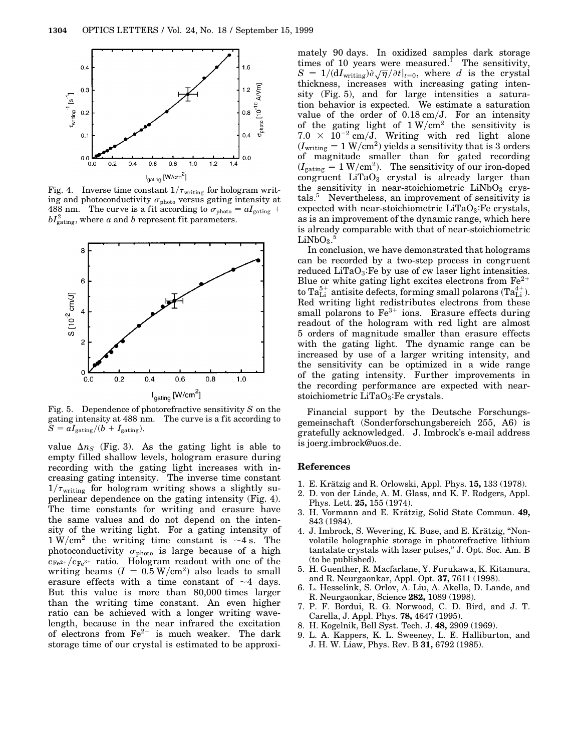0.4

0.3

$\tau_{writing}^{-1}$ [s$^{-1}$]

0.2

0.1

0.0

0.0 0.2 0.4 0.6 0.8 1.0 1.2 1.4

$I_{gating}$ [W/cm$^2$]

1.6

1.2

0.8

0.4

0.0

$\sigma_{photo}$ [$10^{-10}$ A/Vm]

Fig. 4. Inverse time constant $1/\tau_{writing}$ for hologram writing and photoconductivity $\sigma_{photo}$ versus gating intensity at 488 nm. The curve is a fit according to $\sigma_{photo} = aI_{gating} + bI_{gating}^2$, where $a$ and $b$ represent fit parameters.

8

6

S [$10^{-2}$ cm/J]

4

2

0

0.0 0.2 0.4 0.6 0.8 1.0

$I_{gating}$ [W/cm$^2$]

Fig. 5. Dependence of photorefractive sensitivity $S$ on the gating intensity at 488 nm. The curve is a fit according to $S = aI_{gating}/(b + I_{gating})$.

value $\Delta n_S$ (Fig. 3). As the gating light is able to empty filled shallow levels, hologram erasure during recording with the gating light increases with increasing gating intensity. The inverse time constant $1/\tau_{writing}$ for hologram writing shows a slightly superlinear dependence on the gating intensity (Fig. 4). The time constants for writing and erasure have the same values and do not depend on the intensity of the writing light. For a gating intensity of $1\,\text{W/cm}^2$ the writing time constant is $\sim 4\,\text{s}$. The photoconductivity $\sigma_{photo}$ is large because of a high $c_{Fe^{2+}}/c_{Fe^{3+}}$ ratio. Hologram readout with one of the writing beams ($I = 0.5\,\text{W/cm}^2$) also leads to small erasure effects with a time constant of $\sim 4$ days. But this value is more than 80,000 times larger than the writing time constant. An even higher ratio can be achieved with a longer writing wavelength, because in the near infrared the excitation of electrons from $Fe^{2+}$ is much weaker. The dark storage time of our crystal is estimated to be approximately 90 days. In oxidized samples dark storage times of 10 years were measured.[1] The sensitivity, $S = 1/(dI_{writing})\partial\sqrt{\eta}/\partial t|_{t=0}$, where $d$ is the crystal thickness, increases with increasing gating intensity (Fig. 5), and for large intensities a saturation behavior is expected. We estimate a saturation value of the order of $0.18\,\text{cm/J}$. For an intensity of the gating light of $1\,\text{W/cm}^2$ the sensitivity is $7.0 \times 10^{-2}\,\text{cm/J}$. Writing with red light alone ($I_{writing} = 1\,\text{W/cm}^2$) yields a sensitivity that is 3 orders of magnitude smaller than for gated recording ($I_{gating} = 1\,\text{W/cm}^2$). The sensitivity of our iron-doped congruent $LiTaO_3$ crystal is already larger than the sensitivity in near-stoichiometric $LiNbO_3$ crystals.[5] Nevertheless, an improvement of sensitivity is expected with near-stoichiometric $LiTaO_3$:Fe crystals, as is an improvement of the dynamic range, which here is already comparable with that of near-stoichiometric $LiNbO_3$.[5]

In conclusion, we have demonstrated that holograms can be recorded by a two-step process in congruent reduced $LiTaO_3$:Fe by use of cw laser light intensities. Blue or white gating light excites electrons from $Fe^{2+}$ to $Ta_{Li}^{5+}$ antisite defects, forming small polarons ($Ta_{Li}^{4+}$). Red writing light redistributes electrons from these small polarons to $Fe^{3+}$ ions. Erasure effects during readout of the hologram with red light are almost 5 orders of magnitude smaller than erasure effects with the gating light. The dynamic range can be increased by use of a larger writing intensity, and the sensitivity can be optimized in a wide range of the gating intensity. Further improvements in the recording performance are expected with near-stoichiometric $LiTaO_3$:Fe crystals.

Financial support by the Deutsche Forschungsgemeinschaft (Sonderforschungsbereich 255, A6) is gratefully acknowledged. J. Imbrock's e-mail address is joerg.imbrock@uos.de.

## References

1. E. Krätzig and R. Orlowski, Appl. Phys. **15,** 133 (1978).
2. D. von der Linde, A. M. Glass, and K. F. Rodgers, Appl. Phys. Lett. **25,** 155 (1974).
3. H. Vormann and E. Krätzig, Solid State Commun. **49,** 843 (1984).
4. J. Imbrock, S. Wevering, K. Buse, and E. Krätzig, "Nonvolatile holographic storage in photorefractive lithium tantalate crystals with laser pulses," J. Opt. Soc. Am. B (to be published).
5. H. Guenther, R. Macfarlane, Y. Furukawa, K. Kitamura, and R. Neurgaonkar, Appl. Opt. **37,** 7611 (1998).
6. L. Hesselink, S. Orlov, A. Liu, A. Akella, D. Lande, and R. Neurgaonkar, Science **282,** 1089 (1998).
7. P. F. Bordui, R. G. Norwood, C. D. Bird, and J. T. Carella, J. Appl. Phys. **78,** 4647 (1995).
8. H. Kogelnik, Bell Syst. Tech. J. **48,** 2909 (1969).
9. L. A. Kappers, K. L. Sweeney, L. E. Halliburton, and J. H. W. Liaw, Phys. Rev. B **31,** 6792 (1985).